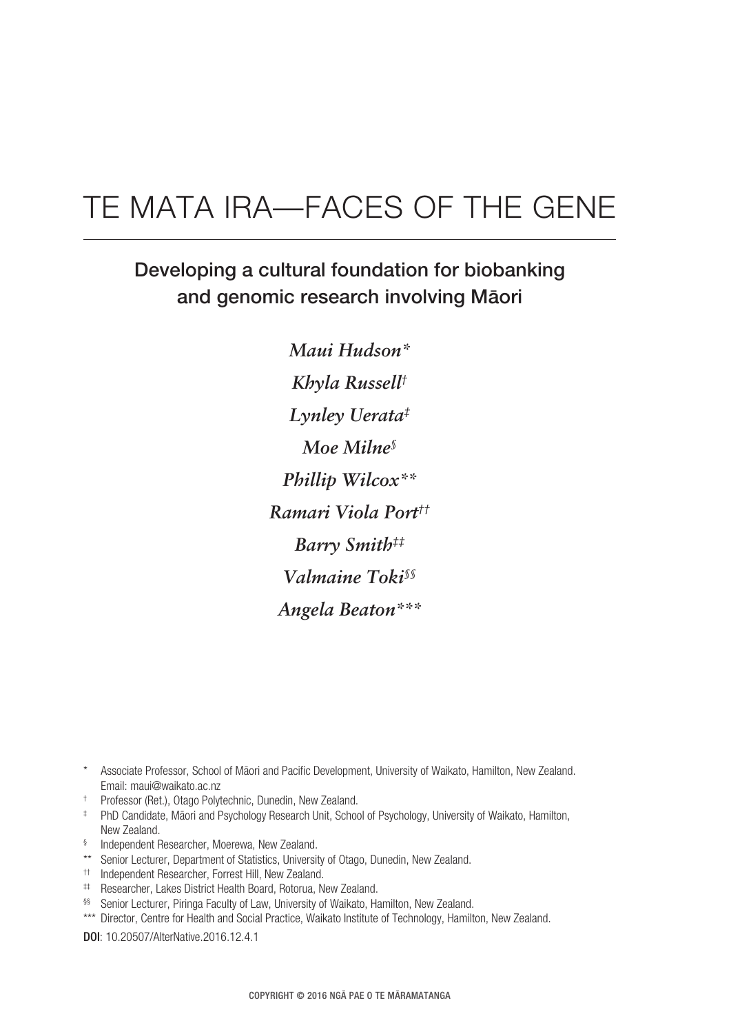# TE MATA IRA—FACES OF THE GENE

## Developing a cultural foundation for biobanking and genomic research involving Māori

*Maui Hudson*[*]

*Khyla Russell*[†]

*Lynley Uerata*[‡]

*Moe Milne*[§]

*Phillip Wilcox*[**]

*Ramari Viola Port*[††]

*Barry Smith*[‡‡]

*Valmaine Toki*[§§]

*Angela Beaton*[***]

[*] Associate Professor, School of Māori and Pacific Development, University of Waikato, Hamilton, New Zealand. Email: maui@waikato.ac.nz

[†] Professor (Ret.), Otago Polytechnic, Dunedin, New Zealand.

[‡] PhD Candidate, Māori and Psychology Research Unit, School of Psychology, University of Waikato, Hamilton, New Zealand.

[§] Independent Researcher, Moerewa, New Zealand.

[**] Senior Lecturer, Department of Statistics, University of Otago, Dunedin, New Zealand.

[††] Independent Researcher, Forrest Hill, New Zealand.

[‡‡] Researcher, Lakes District Health Board, Rotorua, New Zealand.

[§§] Senior Lecturer, Piringa Faculty of Law, University of Waikato, Hamilton, New Zealand.

[***] Director, Centre for Health and Social Practice, Waikato Institute of Technology, Hamilton, New Zealand.

**DOI**: 10.20507/AlterNative.2016.12.4.1

COPYRIGHT © 2016 NGĀ PAE O TE MĀRAMATANGA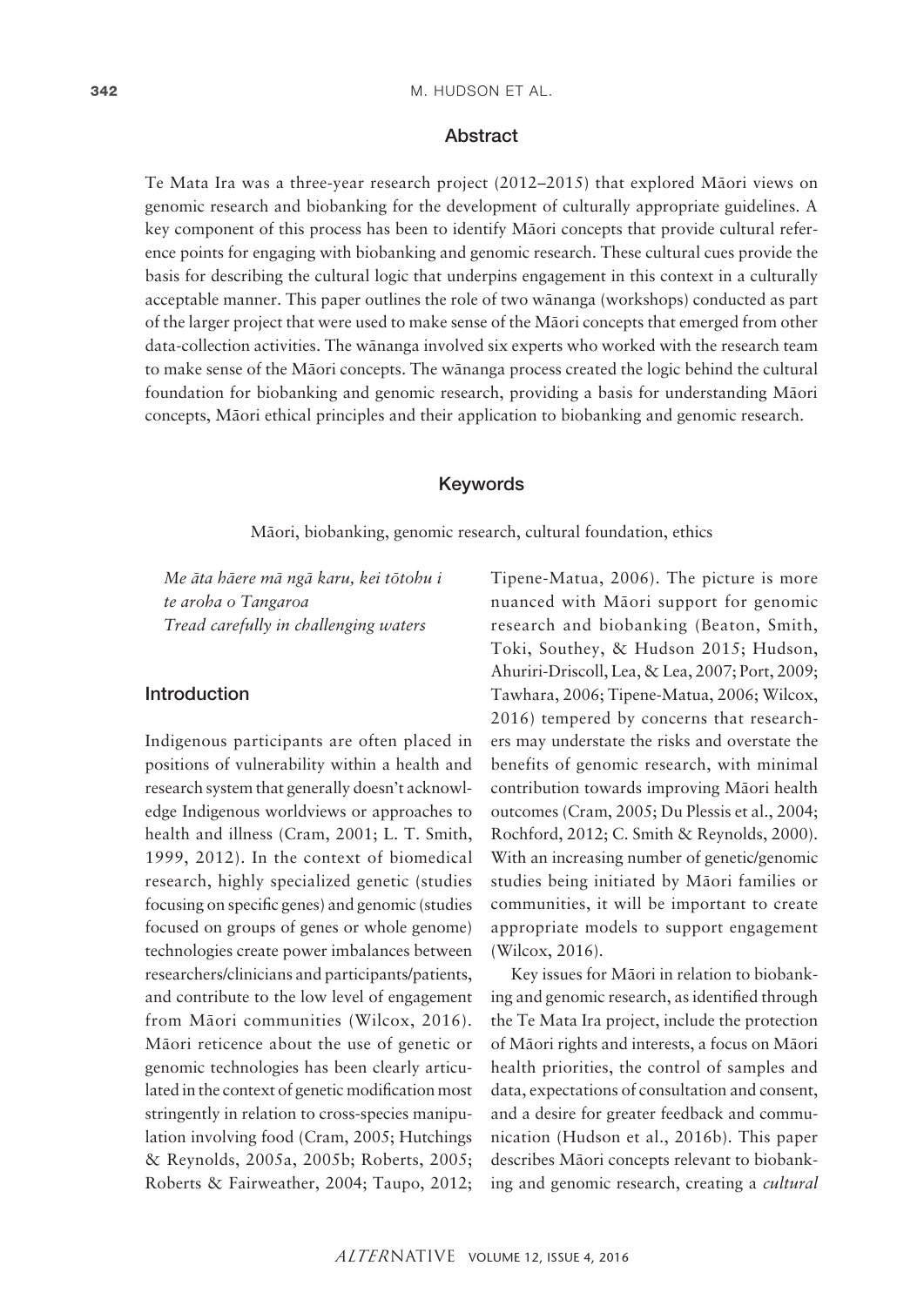## Abstract

Te Mata Ira was a three-year research project (2012–2015) that explored Māori views on genomic research and biobanking for the development of culturally appropriate guidelines. A key component of this process has been to identify Māori concepts that provide cultural reference points for engaging with biobanking and genomic research. These cultural cues provide the basis for describing the cultural logic that underpins engagement in this context in a culturally acceptable manner. This paper outlines the role of two wānanga (workshops) conducted as part of the larger project that were used to make sense of the Māori concepts that emerged from other data-collection activities. The wānanga involved six experts who worked with the research team to make sense of the Māori concepts. The wānanga process created the logic behind the cultural foundation for biobanking and genomic research, providing a basis for understanding Māori concepts, Māori ethical principles and their application to biobanking and genomic research.

## Keywords

Māori, biobanking, genomic research, cultural foundation, ethics

*Me āta hāere mā ngā karu, kei tōtohu i te aroha o Tangaroa*
*Tread carefully in challenging waters*

## Introduction

Indigenous participants are often placed in positions of vulnerability within a health and research system that generally doesn't acknowledge Indigenous worldviews or approaches to health and illness (Cram, 2001; L. T. Smith, 1999, 2012). In the context of biomedical research, highly specialized genetic (studies focusing on specific genes) and genomic (studies focused on groups of genes or whole genome) technologies create power imbalances between researchers/clinicians and participants/patients, and contribute to the low level of engagement from Māori communities (Wilcox, 2016). Māori reticence about the use of genetic or genomic technologies has been clearly articulated in the context of genetic modification most stringently in relation to cross-species manipulation involving food (Cram, 2005; Hutchings & Reynolds, 2005a, 2005b; Roberts, 2005; Roberts & Fairweather, 2004; Taupo, 2012; Tipene-Matua, 2006). The picture is more nuanced with Māori support for genomic research and biobanking (Beaton, Smith, Toki, Southey, & Hudson 2015; Hudson, Ahuriri-Driscoll, Lea, & Lea, 2007; Port, 2009; Tawhara, 2006; Tipene-Matua, 2006; Wilcox, 2016) tempered by concerns that researchers may understate the risks and overstate the benefits of genomic research, with minimal contribution towards improving Māori health outcomes (Cram, 2005; Du Plessis et al., 2004; Rochford, 2012; C. Smith & Reynolds, 2000). With an increasing number of genetic/genomic studies being initiated by Māori families or communities, it will be important to create appropriate models to support engagement (Wilcox, 2016).

Key issues for Māori in relation to biobanking and genomic research, as identified through the Te Mata Ira project, include the protection of Māori rights and interests, a focus on Māori health priorities, the control of samples and data, expectations of consultation and consent, and a desire for greater feedback and communication (Hudson et al., 2016b). This paper describes Māori concepts relevant to biobanking and genomic research, creating a *cultural*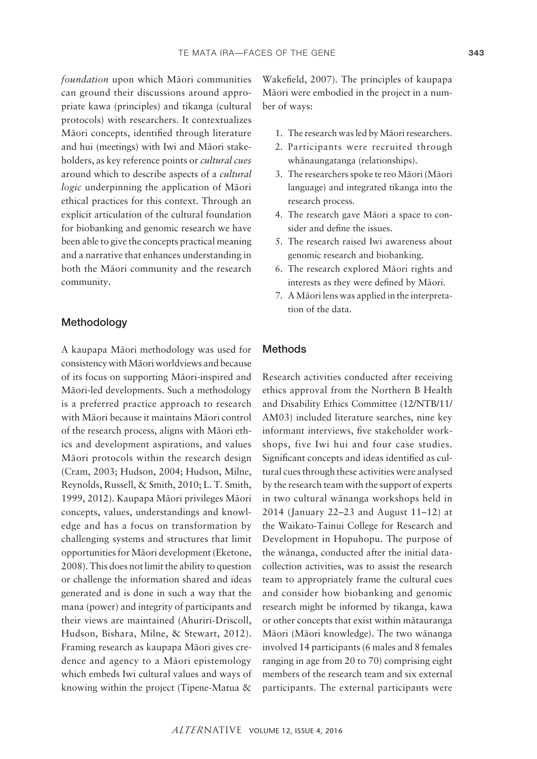*foundation* upon which Māori communities can ground their discussions around appropriate kawa (principles) and tikanga (cultural protocols) with researchers. It contextualizes Māori concepts, identified through literature and hui (meetings) with Iwi and Māori stakeholders, as key reference points or *cultural cues* around which to describe aspects of a *cultural logic* underpinning the application of Māori ethical practices for this context. Through an explicit articulation of the cultural foundation for biobanking and genomic research we have been able to give the concepts practical meaning and a narrative that enhances understanding in both the Māori community and the research community.

## Methodology

A kaupapa Māori methodology was used for consistency with Māori worldviews and because of its focus on supporting Māori-inspired and Māori-led developments. Such a methodology is a preferred practice approach to research with Māori because it maintains Māori control of the research process, aligns with Māori ethics and development aspirations, and values Māori protocols within the research design (Cram, 2003; Hudson, 2004; Hudson, Milne, Reynolds, Russell, & Smith, 2010; L. T. Smith, 1999, 2012). Kaupapa Māori privileges Māori concepts, values, understandings and knowledge and has a focus on transformation by challenging systems and structures that limit opportunities for Māori development (Eketone, 2008). This does not limit the ability to question or challenge the information shared and ideas generated and is done in such a way that the mana (power) and integrity of participants and their views are maintained (Ahuriri-Driscoll, Hudson, Bishara, Milne, & Stewart, 2012). Framing research as kaupapa Māori gives credence and agency to a Māori epistemology which embeds Iwi cultural values and ways of knowing within the project (Tipene-Matua & Wakefield, 2007). The principles of kaupapa Māori were embodied in the project in a number of ways:

1. The research was led by Māori researchers.
2. Participants were recruited through whānaungatanga (relationships).
3. The researchers spoke te reo Māori (Māori language) and integrated tikanga into the research process.
4. The research gave Māori a space to consider and define the issues.
5. The research raised Iwi awareness about genomic research and biobanking.
6. The research explored Māori rights and interests as they were defined by Māori.
7. A Māori lens was applied in the interpretation of the data.

## Methods

Research activities conducted after receiving ethics approval from the Northern B Health and Disability Ethics Committee (12/NTB/11/AM03) included literature searches, nine key informant interviews, five stakeholder workshops, five Iwi hui and four case studies. Significant concepts and ideas identified as cultural cues through these activities were analysed by the research team with the support of experts in two cultural wānanga workshops held in 2014 (January 22–23 and August 11–12) at the Waikato-Tainui College for Research and Development in Hopuhopu. The purpose of the wānanga, conducted after the initial data-collection activities, was to assist the research team to appropriately frame the cultural cues and consider how biobanking and genomic research might be informed by tikanga, kawa or other concepts that exist within mātauranga Māori (Māori knowledge). The two wānanga involved 14 participants (6 males and 8 females ranging in age from 20 to 70) comprising eight members of the research team and six external participants. The external participants were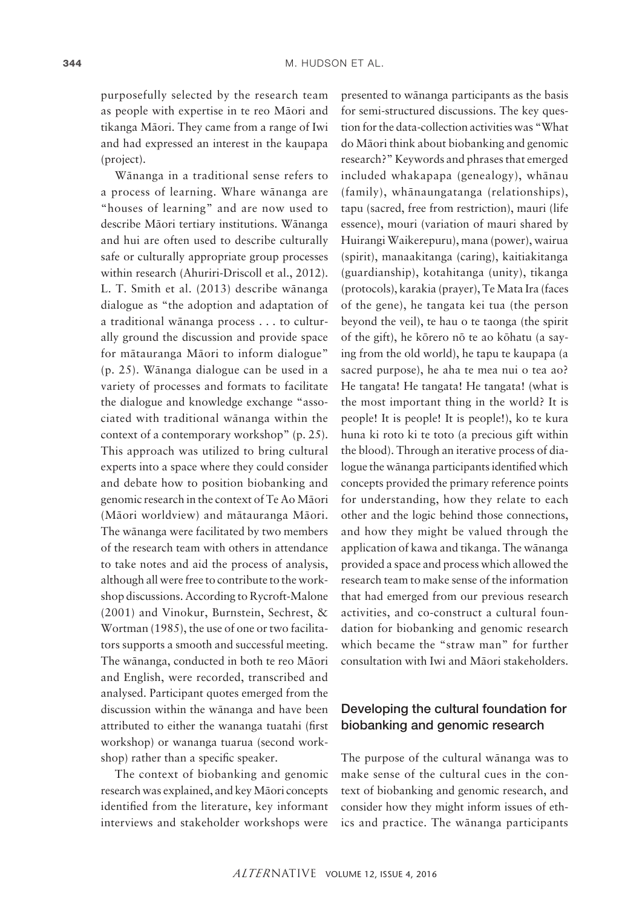purposefully selected by the research team as people with expertise in te reo Māori and tikanga Māori. They came from a range of Iwi and had expressed an interest in the kaupapa (project).

Wānanga in a traditional sense refers to a process of learning. Whare wānanga are "houses of learning" and are now used to describe Māori tertiary institutions. Wānanga and hui are often used to describe culturally safe or culturally appropriate group processes within research (Ahuriri-Driscoll et al., 2012). L. T. Smith et al. (2013) describe wānanga dialogue as "the adoption and adaptation of a traditional wānanga process . . . to culturally ground the discussion and provide space for mātauranga Māori to inform dialogue" (p. 25). Wānanga dialogue can be used in a variety of processes and formats to facilitate the dialogue and knowledge exchange "associated with traditional wānanga within the context of a contemporary workshop" (p. 25). This approach was utilized to bring cultural experts into a space where they could consider and debate how to position biobanking and genomic research in the context of Te Ao Māori (Māori worldview) and mātauranga Māori. The wānanga were facilitated by two members of the research team with others in attendance to take notes and aid the process of analysis, although all were free to contribute to the workshop discussions. According to Rycroft-Malone (2001) and Vinokur, Burnstein, Sechrest, & Wortman (1985), the use of one or two facilitators supports a smooth and successful meeting. The wānanga, conducted in both te reo Māori and English, were recorded, transcribed and analysed. Participant quotes emerged from the discussion within the wānanga and have been attributed to either the wananga tuatahi (first workshop) or wananga tuarua (second workshop) rather than a specific speaker.

The context of biobanking and genomic research was explained, and key Māori concepts identified from the literature, key informant interviews and stakeholder workshops were presented to wānanga participants as the basis for semi-structured discussions. The key question for the data-collection activities was "What do Māori think about biobanking and genomic research?" Keywords and phrases that emerged included whakapapa (genealogy), whānau (family), whānaungatanga (relationships), tapu (sacred, free from restriction), mauri (life essence), mouri (variation of mauri shared by Huirangi Waikerepuru), mana (power), wairua (spirit), manaakitanga (caring), kaitiakitanga (guardianship), kotahitanga (unity), tikanga (protocols), karakia (prayer), Te Mata Ira (faces of the gene), he tangata kei tua (the person beyond the veil), te hau o te taonga (the spirit of the gift), he kōrero nō te ao kōhatu (a saying from the old world), he tapu te kaupapa (a sacred purpose), he aha te mea nui o tea ao? He tangata! He tangata! He tangata! (what is the most important thing in the world? It is people! It is people! It is people!), ko te kura huna ki roto ki te toto (a precious gift within the blood). Through an iterative process of dialogue the wānanga participants identified which concepts provided the primary reference points for understanding, how they relate to each other and the logic behind those connections, and how they might be valued through the application of kawa and tikanga. The wānanga provided a space and process which allowed the research team to make sense of the information that had emerged from our previous research activities, and co-construct a cultural foundation for biobanking and genomic research which became the "straw man" for further consultation with Iwi and Māori stakeholders.

## Developing the cultural foundation for biobanking and genomic research

The purpose of the cultural wānanga was to make sense of the cultural cues in the context of biobanking and genomic research, and consider how they might inform issues of ethics and practice. The wānanga participants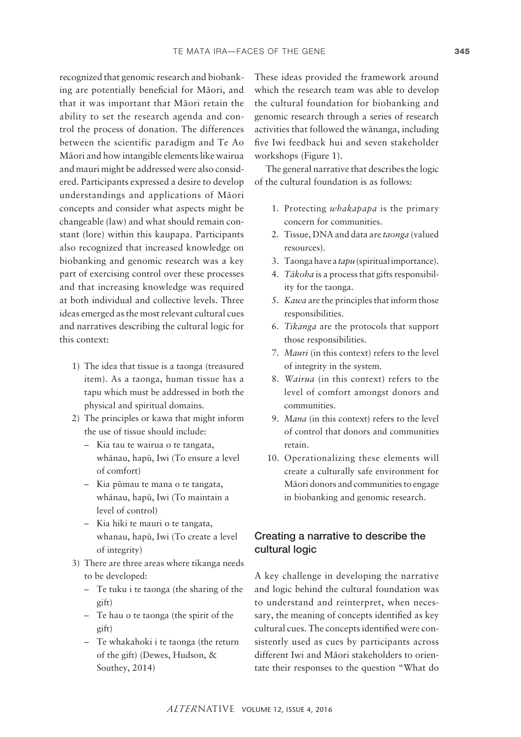recognized that genomic research and biobanking are potentially beneficial for Māori, and that it was important that Māori retain the ability to set the research agenda and control the process of donation. The differences between the scientific paradigm and Te Ao Māori and how intangible elements like wairua and mauri might be addressed were also considered. Participants expressed a desire to develop understandings and applications of Māori concepts and consider what aspects might be changeable (law) and what should remain constant (lore) within this kaupapa. Participants also recognized that increased knowledge on biobanking and genomic research was a key part of exercising control over these processes and that increasing knowledge was required at both individual and collective levels. Three ideas emerged as the most relevant cultural cues and narratives describing the cultural logic for this context:

1) The idea that tissue is a taonga (treasured item). As a taonga, human tissue has a tapu which must be addressed in both the physical and spiritual domains.
2) The principles or kawa that might inform the use of tissue should include:
   - Kia tau te wairua o te tangata, whānau, hapū, Iwi (To ensure a level of comfort)
   - Kia pūmau te mana o te tangata, whānau, hapū, Iwi (To maintain a level of control)
   - Kia hiki te mauri o te tangata, whanau, hapū, Iwi (To create a level of integrity)
3) There are three areas where tikanga needs to be developed:
   - Te tuku i te taonga (the sharing of the gift)
   - Te hau o te taonga (the spirit of the gift)
   - Te whakahoki i te taonga (the return of the gift) (Dewes, Hudson, & Southey, 2014)

These ideas provided the framework around which the research team was able to develop the cultural foundation for biobanking and genomic research through a series of research activities that followed the wānanga, including five Iwi feedback hui and seven stakeholder workshops (Figure 1).

The general narrative that describes the logic of the cultural foundation is as follows:

1. Protecting *whakapapa* is the primary concern for communities.
2. Tissue, DNA and data are *taonga* (valued resources).
3. Taonga have a *tapu* (spiritual importance).
4. *Tākoha* is a process that gifts responsibility for the taonga.
5. *Kawa* are the principles that inform those responsibilities.
6. *Tikanga* are the protocols that support those responsibilities.
7. *Mauri* (in this context) refers to the level of integrity in the system.
8. *Wairua* (in this context) refers to the level of comfort amongst donors and communities.
9. *Mana* (in this context) refers to the level of control that donors and communities retain.
10. Operationalizing these elements will create a culturally safe environment for Māori donors and communities to engage in biobanking and genomic research.

## Creating a narrative to describe the cultural logic

A key challenge in developing the narrative and logic behind the cultural foundation was to understand and reinterpret, when necessary, the meaning of concepts identified as key cultural cues. The concepts identified were consistently used as cues by participants across different Iwi and Māori stakeholders to orientate their responses to the question "What do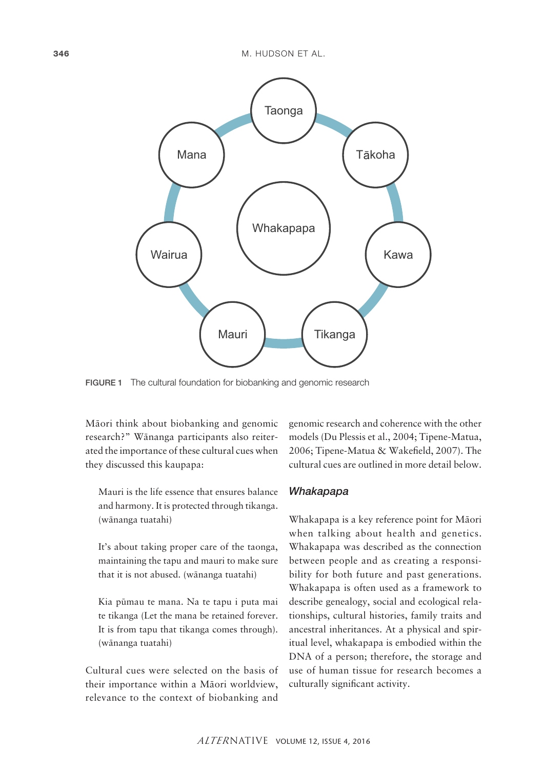Taonga

Tākoha

Kawa

Tikanga

Mauri

Wairua

Mana

Whakapapa

FIGURE 1 The cultural foundation for biobanking and genomic research

Māori think about biobanking and genomic research?" Wānanga participants also reiterated the importance of these cultural cues when they discussed this kaupapa:

> Mauri is the life essence that ensures balance and harmony. It is protected through tikanga. (wānanga tuatahi)

> It's about taking proper care of the taonga, maintaining the tapu and mauri to make sure that it is not abused. (wānanga tuatahi)

> Kia pūmau te mana. Na te tapu i puta mai te tikanga (Let the mana be retained forever. It is from tapu that tikanga comes through). (wānanga tuatahi)

Cultural cues were selected on the basis of their importance within a Māori worldview, relevance to the context of biobanking and genomic research and coherence with the other models (Du Plessis et al., 2004; Tipene-Matua, 2006; Tipene-Matua & Wakefield, 2007). The cultural cues are outlined in more detail below.

### *Whakapapa*

Whakapapa is a key reference point for Māori when talking about health and genetics. Whakapapa was described as the connection between people and as creating a responsibility for both future and past generations. Whakapapa is often used as a framework to describe genealogy, social and ecological relationships, cultural histories, family traits and ancestral inheritances. At a physical and spiritual level, whakapapa is embodied within the DNA of a person; therefore, the storage and use of human tissue for research becomes a culturally significant activity.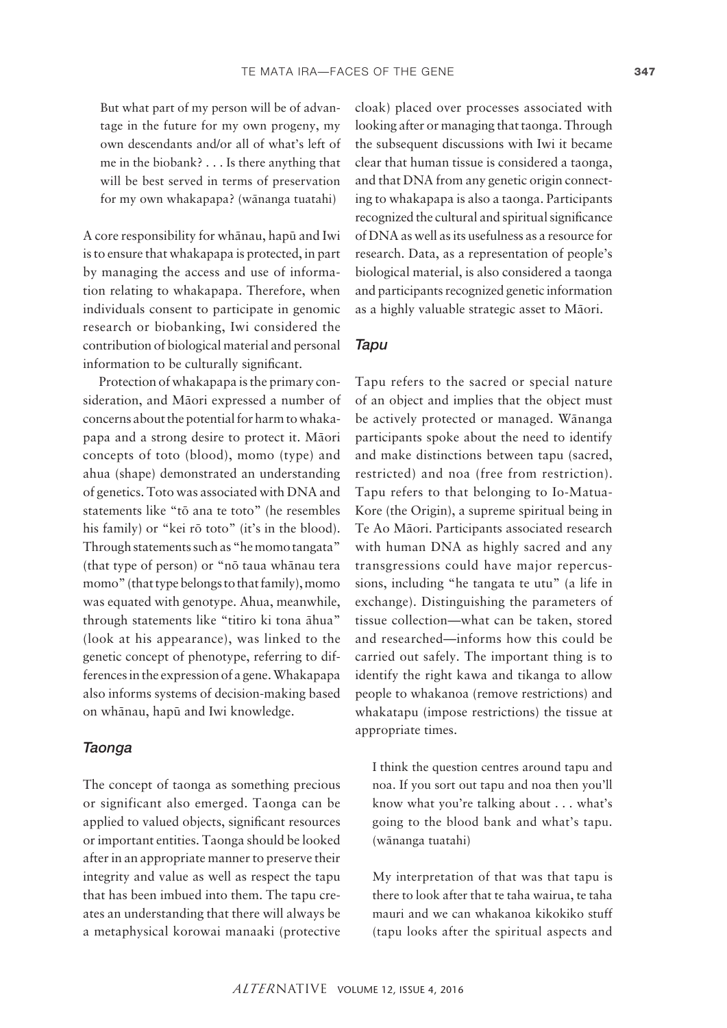> But what part of my person will be of advantage in the future for my own progeny, my own descendants and/or all of what's left of me in the biobank? . . . Is there anything that will be best served in terms of preservation for my own whakapapa? (wānanga tuatahi)

A core responsibility for whānau, hapū and Iwi is to ensure that whakapapa is protected, in part by managing the access and use of information relating to whakapapa. Therefore, when individuals consent to participate in genomic research or biobanking, Iwi considered the contribution of biological material and personal information to be culturally significant.

Protection of whakapapa is the primary consideration, and Māori expressed a number of concerns about the potential for harm to whakapapa and a strong desire to protect it. Māori concepts of toto (blood), momo (type) and ahua (shape) demonstrated an understanding of genetics. Toto was associated with DNA and statements like "tō ana te toto" (he resembles his family) or "kei rō toto" (it's in the blood). Through statements such as "he momo tangata" (that type of person) or "nō taua whānau tera momo" (that type belongs to that family), momo was equated with genotype. Ahua, meanwhile, through statements like "titiro ki tona āhua" (look at his appearance), was linked to the genetic concept of phenotype, referring to differences in the expression of a gene. Whakapapa also informs systems of decision-making based on whānau, hapū and Iwi knowledge.

### *Taonga*

The concept of taonga as something precious or significant also emerged. Taonga can be applied to valued objects, significant resources or important entities. Taonga should be looked after in an appropriate manner to preserve their integrity and value as well as respect the tapu that has been imbued into them. The tapu creates an understanding that there will always be a metaphysical korowai manaaki (protective cloak) placed over processes associated with looking after or managing that taonga. Through the subsequent discussions with Iwi it became clear that human tissue is considered a taonga, and that DNA from any genetic origin connecting to whakapapa is also a taonga. Participants recognized the cultural and spiritual significance of DNA as well as its usefulness as a resource for research. Data, as a representation of people's biological material, is also considered a taonga and participants recognized genetic information as a highly valuable strategic asset to Māori.

### *Tapu*

Tapu refers to the sacred or special nature of an object and implies that the object must be actively protected or managed. Wānanga participants spoke about the need to identify and make distinctions between tapu (sacred, restricted) and noa (free from restriction). Tapu refers to that belonging to Io-Matua-Kore (the Origin), a supreme spiritual being in Te Ao Māori. Participants associated research with human DNA as highly sacred and any transgressions could have major repercussions, including "he tangata te utu" (a life in exchange). Distinguishing the parameters of tissue collection—what can be taken, stored and researched—informs how this could be carried out safely. The important thing is to identify the right kawa and tikanga to allow people to whakanoa (remove restrictions) and whakatapu (impose restrictions) the tissue at appropriate times.

> I think the question centres around tapu and noa. If you sort out tapu and noa then you'll know what you're talking about . . . what's going to the blood bank and what's tapu. (wānanga tuatahi)

> My interpretation of that was that tapu is there to look after that te taha wairua, te taha mauri and we can whakanoa kikokiko stuff (tapu looks after the spiritual aspects and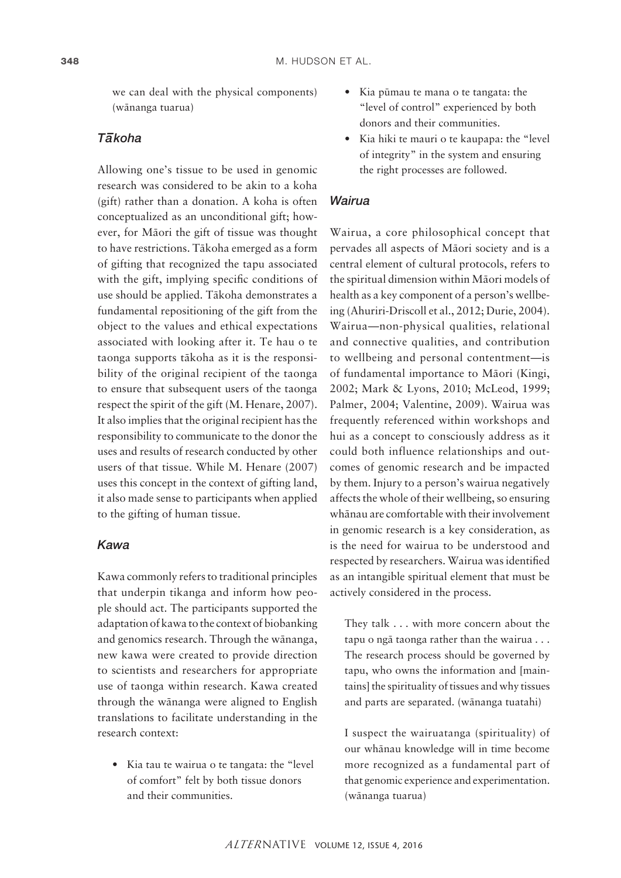we can deal with the physical components) (wānanga tuarua)

### *Tākoha*

Allowing one's tissue to be used in genomic research was considered to be akin to a koha (gift) rather than a donation. A koha is often conceptualized as an unconditional gift; however, for Māori the gift of tissue was thought to have restrictions. Tākoha emerged as a form of gifting that recognized the tapu associated with the gift, implying specific conditions of use should be applied. Tākoha demonstrates a fundamental repositioning of the gift from the object to the values and ethical expectations associated with looking after it. Te hau o te taonga supports tākoha as it is the responsibility of the original recipient of the taonga to ensure that subsequent users of the taonga respect the spirit of the gift (M. Henare, 2007). It also implies that the original recipient has the responsibility to communicate to the donor the uses and results of research conducted by other users of that tissue. While M. Henare (2007) uses this concept in the context of gifting land, it also made sense to participants when applied to the gifting of human tissue.

### *Kawa*

Kawa commonly refers to traditional principles that underpin tikanga and inform how people should act. The participants supported the adaptation of kawa to the context of biobanking and genomics research. Through the wānanga, new kawa were created to provide direction to scientists and researchers for appropriate use of taonga within research. Kawa created through the wānanga were aligned to English translations to facilitate understanding in the research context:

- Kia tau te wairua o te tangata: the "level of comfort" felt by both tissue donors and their communities.
- Kia pūmau te mana o te tangata: the "level of control" experienced by both donors and their communities.
- Kia hiki te mauri o te kaupapa: the "level of integrity" in the system and ensuring the right processes are followed.

### *Wairua*

Wairua, a core philosophical concept that pervades all aspects of Māori society and is a central element of cultural protocols, refers to the spiritual dimension within Māori models of health as a key component of a person's wellbeing (Ahuriri-Driscoll et al., 2012; Durie, 2004). Wairua—non-physical qualities, relational and connective qualities, and contribution to wellbeing and personal contentment—is of fundamental importance to Māori (Kingi, 2002; Mark & Lyons, 2010; McLeod, 1999; Palmer, 2004; Valentine, 2009). Wairua was frequently referenced within workshops and hui as a concept to consciously address as it could both influence relationships and outcomes of genomic research and be impacted by them. Injury to a person's wairua negatively affects the whole of their wellbeing, so ensuring whānau are comfortable with their involvement in genomic research is a key consideration, as is the need for wairua to be understood and respected by researchers. Wairua was identified as an intangible spiritual element that must be actively considered in the process.

> They talk . . . with more concern about the tapu o ngā taonga rather than the wairua . . . The research process should be governed by tapu, who owns the information and [maintains] the spirituality of tissues and why tissues and parts are separated. (wānanga tuatahi)

> I suspect the wairuatanga (spirituality) of our whānau knowledge will in time become more recognized as a fundamental part of that genomic experience and experimentation. (wānanga tuarua)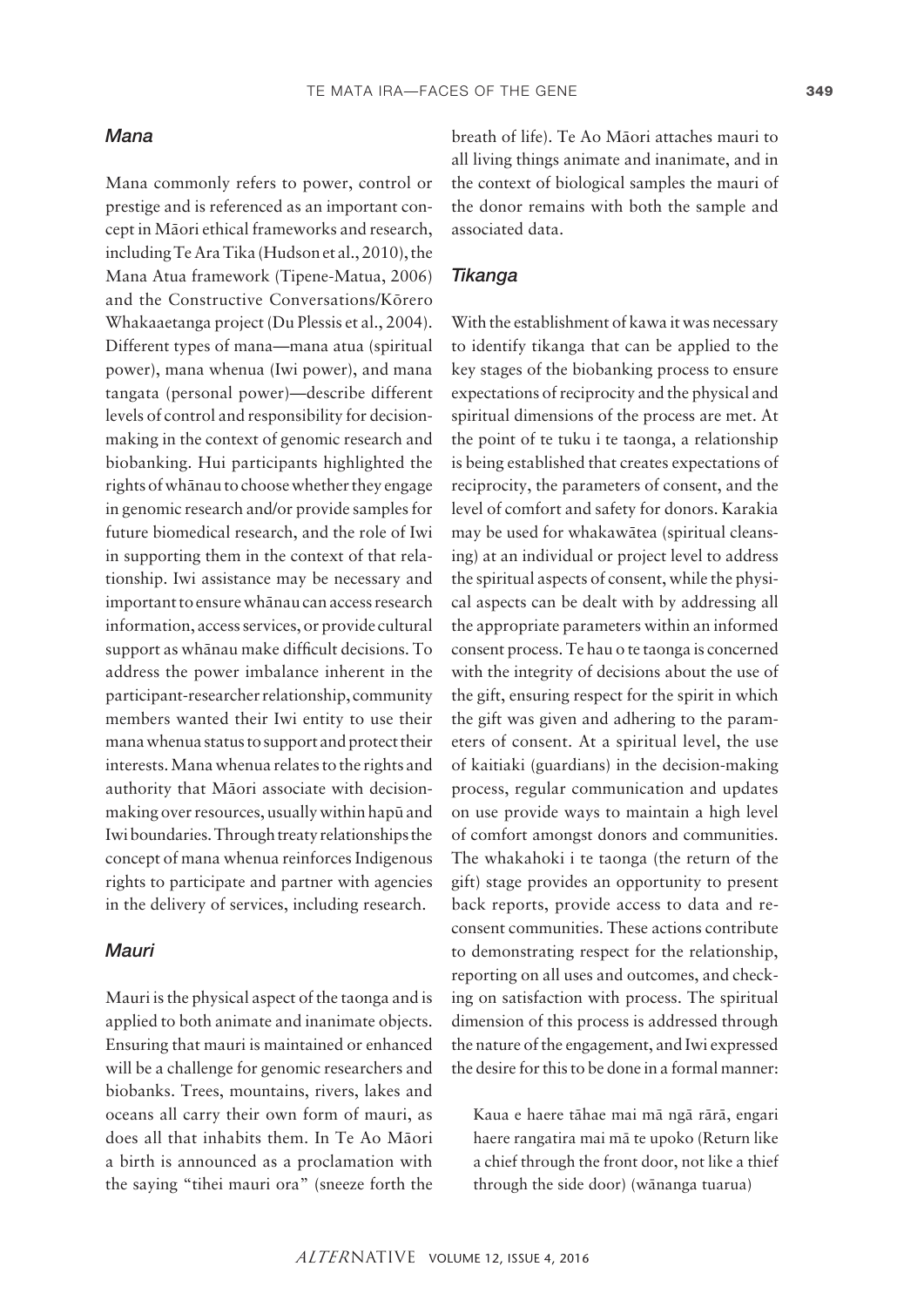### *Mana*

Mana commonly refers to power, control or prestige and is referenced as an important concept in Māori ethical frameworks and research, including Te Ara Tika (Hudson et al., 2010), the Mana Atua framework (Tipene-Matua, 2006) and the Constructive Conversations/Kōrero Whakaaetanga project (Du Plessis et al., 2004). Different types of mana—mana atua (spiritual power), mana whenua (Iwi power), and mana tangata (personal power)—describe different levels of control and responsibility for decision-making in the context of genomic research and biobanking. Hui participants highlighted the rights of whānau to choose whether they engage in genomic research and/or provide samples for future biomedical research, and the role of Iwi in supporting them in the context of that relationship. Iwi assistance may be necessary and important to ensure whānau can access research information, access services, or provide cultural support as whānau make difficult decisions. To address the power imbalance inherent in the participant-researcher relationship, community members wanted their Iwi entity to use their mana whenua status to support and protect their interests. Mana whenua relates to the rights and authority that Māori associate with decision-making over resources, usually within hapū and Iwi boundaries. Through treaty relationships the concept of mana whenua reinforces Indigenous rights to participate and partner with agencies in the delivery of services, including research.

### *Mauri*

Mauri is the physical aspect of the taonga and is applied to both animate and inanimate objects. Ensuring that mauri is maintained or enhanced will be a challenge for genomic researchers and biobanks. Trees, mountains, rivers, lakes and oceans all carry their own form of mauri, as does all that inhabits them. In Te Ao Māori a birth is announced as a proclamation with the saying "tihei mauri ora" (sneeze forth the breath of life). Te Ao Māori attaches mauri to all living things animate and inanimate, and in the context of biological samples the mauri of the donor remains with both the sample and associated data.

### *Tikanga*

With the establishment of kawa it was necessary to identify tikanga that can be applied to the key stages of the biobanking process to ensure expectations of reciprocity and the physical and spiritual dimensions of the process are met. At the point of te tuku i te taonga, a relationship is being established that creates expectations of reciprocity, the parameters of consent, and the level of comfort and safety for donors. Karakia may be used for whakawātea (spiritual cleansing) at an individual or project level to address the spiritual aspects of consent, while the physical aspects can be dealt with by addressing all the appropriate parameters within an informed consent process. Te hau o te taonga is concerned with the integrity of decisions about the use of the gift, ensuring respect for the spirit in which the gift was given and adhering to the parameters of consent. At a spiritual level, the use of kaitiaki (guardians) in the decision-making process, regular communication and updates on use provide ways to maintain a high level of comfort amongst donors and communities. The whakahoki i te taonga (the return of the gift) stage provides an opportunity to present back reports, provide access to data and re-consent communities. These actions contribute to demonstrating respect for the relationship, reporting on all uses and outcomes, and checking on satisfaction with process. The spiritual dimension of this process is addressed through the nature of the engagement, and Iwi expressed the desire for this to be done in a formal manner:

> Kaua e haere tāhae mai mā ngā rārā, engari haere rangatira mai mā te upoko (Return like a chief through the front door, not like a thief through the side door) (wānanga tuarua)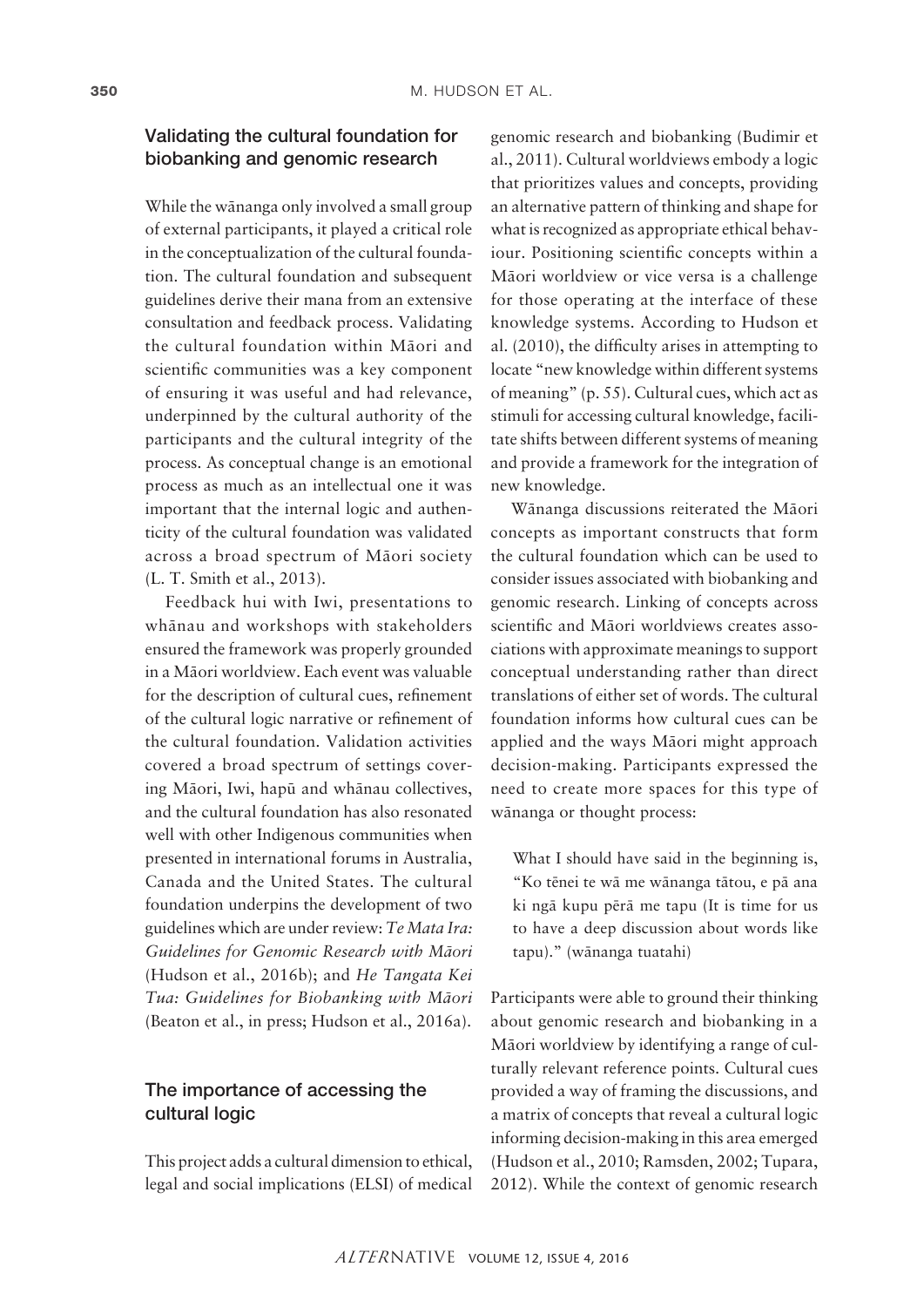## Validating the cultural foundation for biobanking and genomic research

While the wānanga only involved a small group of external participants, it played a critical role in the conceptualization of the cultural foundation. The cultural foundation and subsequent guidelines derive their mana from an extensive consultation and feedback process. Validating the cultural foundation within Māori and scientific communities was a key component of ensuring it was useful and had relevance, underpinned by the cultural authority of the participants and the cultural integrity of the process. As conceptual change is an emotional process as much as an intellectual one it was important that the internal logic and authenticity of the cultural foundation was validated across a broad spectrum of Māori society (L. T. Smith et al., 2013).

Feedback hui with Iwi, presentations to whānau and workshops with stakeholders ensured the framework was properly grounded in a Māori worldview. Each event was valuable for the description of cultural cues, refinement of the cultural logic narrative or refinement of the cultural foundation. Validation activities covered a broad spectrum of settings covering Māori, Iwi, hapū and whānau collectives, and the cultural foundation has also resonated well with other Indigenous communities when presented in international forums in Australia, Canada and the United States. The cultural foundation underpins the development of two guidelines which are under review: *Te Mata Ira: Guidelines for Genomic Research with Māori* (Hudson et al., 2016b); and *He Tangata Kei Tua: Guidelines for Biobanking with Māori* (Beaton et al., in press; Hudson et al., 2016a).

## The importance of accessing the cultural logic

This project adds a cultural dimension to ethical, legal and social implications (ELSI) of medical genomic research and biobanking (Budimir et al., 2011). Cultural worldviews embody a logic that prioritizes values and concepts, providing an alternative pattern of thinking and shape for what is recognized as appropriate ethical behaviour. Positioning scientific concepts within a Māori worldview or vice versa is a challenge for those operating at the interface of these knowledge systems. According to Hudson et al. (2010), the difficulty arises in attempting to locate "new knowledge within different systems of meaning" (p. 55). Cultural cues, which act as stimuli for accessing cultural knowledge, facilitate shifts between different systems of meaning and provide a framework for the integration of new knowledge.

Wānanga discussions reiterated the Māori concepts as important constructs that form the cultural foundation which can be used to consider issues associated with biobanking and genomic research. Linking of concepts across scientific and Māori worldviews creates associations with approximate meanings to support conceptual understanding rather than direct translations of either set of words. The cultural foundation informs how cultural cues can be applied and the ways Māori might approach decision-making. Participants expressed the need to create more spaces for this type of wānanga or thought process:

> What I should have said in the beginning is, "Ko tēnei te wā me wānanga tātou, e pā ana ki ngā kupu pērā me tapu (It is time for us to have a deep discussion about words like tapu)." (wānanga tuatahi)

Participants were able to ground their thinking about genomic research and biobanking in a Māori worldview by identifying a range of culturally relevant reference points. Cultural cues provided a way of framing the discussions, and a matrix of concepts that reveal a cultural logic informing decision-making in this area emerged (Hudson et al., 2010; Ramsden, 2002; Tupara, 2012). While the context of genomic research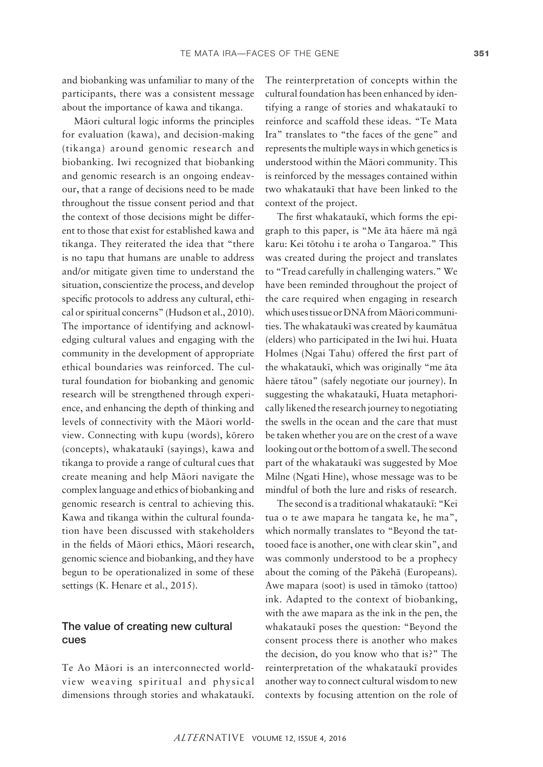and biobanking was unfamiliar to many of the participants, there was a consistent message about the importance of kawa and tikanga.

Māori cultural logic informs the principles for evaluation (kawa), and decision-making (tikanga) around genomic research and biobanking. Iwi recognized that biobanking and genomic research is an ongoing endeavour, that a range of decisions need to be made throughout the tissue consent period and that the context of those decisions might be different to those that exist for established kawa and tikanga. They reiterated the idea that "there is no tapu that humans are unable to address and/or mitigate given time to understand the situation, conscientize the process, and develop specific protocols to address any cultural, ethical or spiritual concerns" (Hudson et al., 2010). The importance of identifying and acknowledging cultural values and engaging with the community in the development of appropriate ethical boundaries was reinforced. The cultural foundation for biobanking and genomic research will be strengthened through experience, and enhancing the depth of thinking and levels of connectivity with the Māori worldview. Connecting with kupu (words), kōrero (concepts), whakataukī (sayings), kawa and tikanga to provide a range of cultural cues that create meaning and help Māori navigate the complex language and ethics of biobanking and genomic research is central to achieving this. Kawa and tikanga within the cultural foundation have been discussed with stakeholders in the fields of Māori ethics, Māori research, genomic science and biobanking, and they have begun to be operationalized in some of these settings (K. Henare et al., 2015).

## The value of creating new cultural cues

Te Ao Māori is an interconnected worldview weaving spiritual and physical dimensions through stories and whakataukī. The reinterpretation of concepts within the cultural foundation has been enhanced by identifying a range of stories and whakataukī to reinforce and scaffold these ideas. "Te Mata Ira" translates to "the faces of the gene" and represents the multiple ways in which genetics is understood within the Māori community. This is reinforced by the messages contained within two whakataukī that have been linked to the context of the project.

The first whakataukī, which forms the epigraph to this paper, is "Me āta hāere mā ngā karu: Kei tōtohu i te aroha o Tangaroa." This was created during the project and translates to "Tread carefully in challenging waters." We have been reminded throughout the project of the care required when engaging in research which uses tissue or DNA from Māori communities. The whakataukī was created by kaumātua (elders) who participated in the Iwi hui. Huata Holmes (Ngai Tahu) offered the first part of the whakataukī, which was originally "me āta hāere tātou" (safely negotiate our journey). In suggesting the whakataukī, Huata metaphorically likened the research journey to negotiating the swells in the ocean and the care that must be taken whether you are on the crest of a wave looking out or the bottom of a swell. The second part of the whakataukī was suggested by Moe Milne (Ngati Hine), whose message was to be mindful of both the lure and risks of research.

The second is a traditional whakataukī: "Kei tua o te awe mapara he tangata ke, he ma", which normally translates to "Beyond the tattooed face is another, one with clear skin", and was commonly understood to be a prophecy about the coming of the Pākehā (Europeans). Awe mapara (soot) is used in tāmoko (tattoo) ink. Adapted to the context of biobanking, with the awe mapara as the ink in the pen, the whakataukī poses the question: "Beyond the consent process there is another who makes the decision, do you know who that is?" The reinterpretation of the whakataukī provides another way to connect cultural wisdom to new contexts by focusing attention on the role of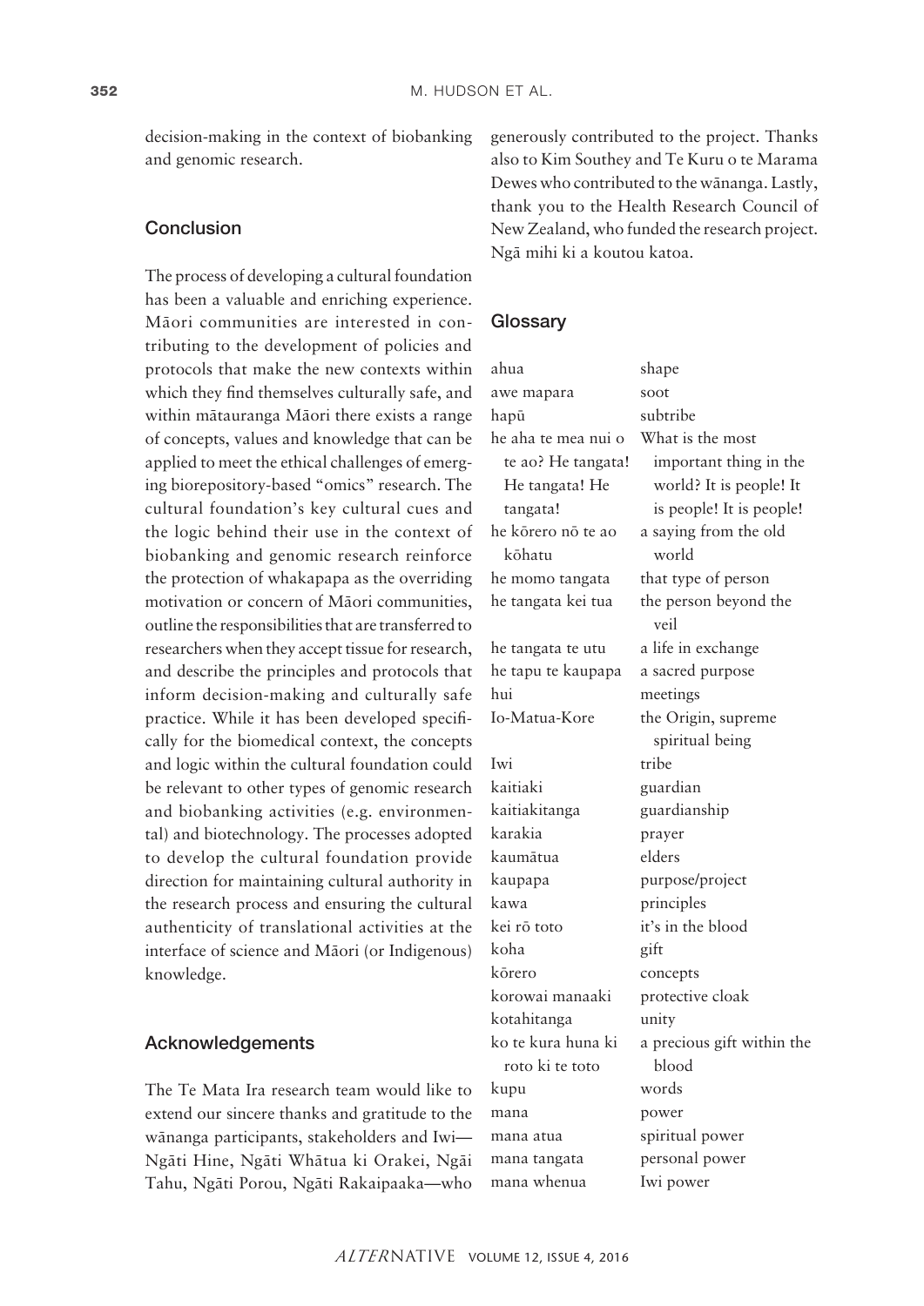decision-making in the context of biobanking and genomic research.

## Conclusion

The process of developing a cultural foundation has been a valuable and enriching experience. Māori communities are interested in contributing to the development of policies and protocols that make the new contexts within which they find themselves culturally safe, and within mātauranga Māori there exists a range of concepts, values and knowledge that can be applied to meet the ethical challenges of emerging biorepository-based "omics" research. The cultural foundation's key cultural cues and the logic behind their use in the context of biobanking and genomic research reinforce the protection of whakapapa as the overriding motivation or concern of Māori communities, outline the responsibilities that are transferred to researchers when they accept tissue for research, and describe the principles and protocols that inform decision-making and culturally safe practice. While it has been developed specifically for the biomedical context, the concepts and logic within the cultural foundation could be relevant to other types of genomic research and biobanking activities (e.g. environmental) and biotechnology. The processes adopted to develop the cultural foundation provide direction for maintaining cultural authority in the research process and ensuring the cultural authenticity of translational activities at the interface of science and Māori (or Indigenous) knowledge.

## Acknowledgements

The Te Mata Ira research team would like to extend our sincere thanks and gratitude to the wānanga participants, stakeholders and Iwi—Ngāti Hine, Ngāti Whātua ki Orakei, Ngāi Tahu, Ngāti Porou, Ngāti Rakaipaaka—who generously contributed to the project. Thanks also to Kim Southey and Te Kuru o te Marama Dewes who contributed to the wānanga. Lastly, thank you to the Health Research Council of New Zealand, who funded the research project. Ngā mihi ki a koutou katoa.

## Glossary

| | |
|---|---|
| ahua | shape |
| awe mapara | soot |
| hapū | subtribe |
| he aha te mea nui o te ao? He tangata! He tangata! He tangata! | What is the most important thing in the world? It is people! It is people! It is people! |
| he kōrero nō te ao kōhatu | a saying from the old world |
| he momo tangata | that type of person |
| he tangata kei tua | the person beyond the veil |
| he tangata te utu | a life in exchange |
| he tapu te kaupapa | a sacred purpose |
| hui | meetings |
| Io-Matua-Kore | the Origin, supreme spiritual being |
| Iwi | tribe |
| kaitiaki | guardian |
| kaitiakitanga | guardianship |
| karakia | prayer |
| kaumātua | elders |
| kaupapa | purpose/project |
| kawa | principles |
| kei rō toto | it's in the blood |
| koha | gift |
| kōrero | concepts |
| korowai manaaki | protective cloak |
| kotahitanga | unity |
| ko te kura huna ki roto ki te toto | a precious gift within the blood |
| kupu | words |
| mana | power |
| mana atua | spiritual power |
| mana tangata | personal power |
| mana whenua | Iwi power |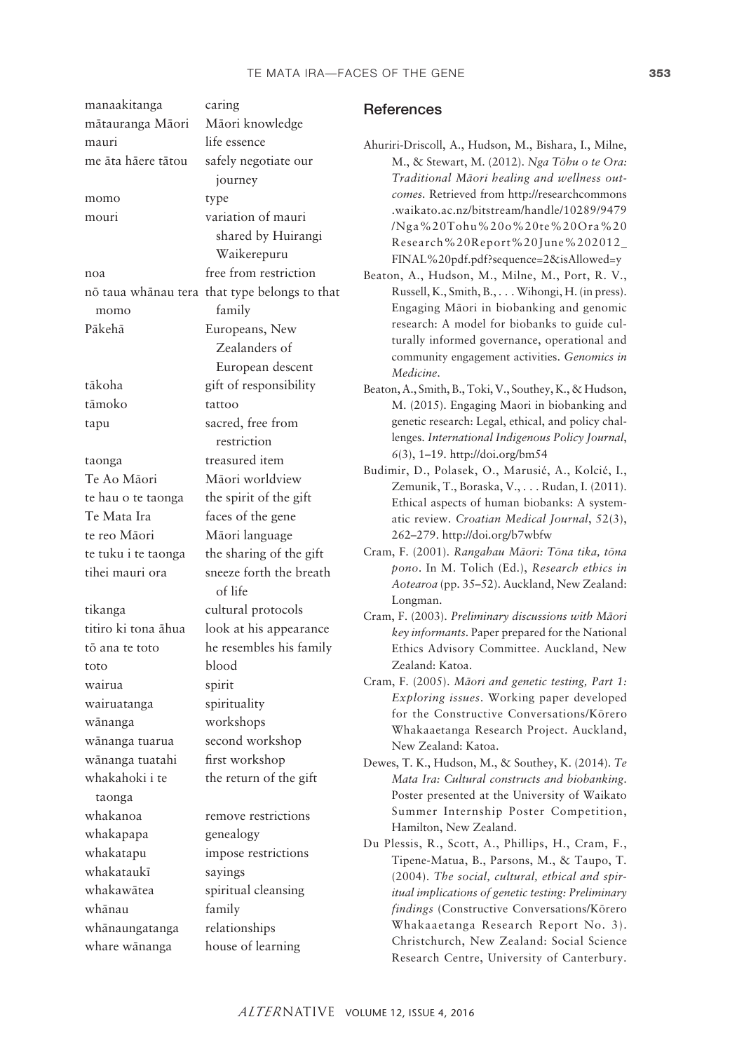| | |
|---|---|
| manaakitanga | caring |
| mātauranga Māori | Māori knowledge |
| mauri | life essence |
| me āta hāere tātou | safely negotiate our journey |
| momo | type |
| mouri | variation of mauri shared by Huirangi Waikerepuru |
| noa | free from restriction |
| nō taua whānau tera momo | that type belongs to that family |
| Pākehā | Europeans, New Zealanders of European descent |
| tākoha | gift of responsibility |
| tāmoko | tattoo |
| tapu | sacred, free from restriction |
| taonga | treasured item |
| Te Ao Māori | Māori worldview |
| te hau o te taonga | the spirit of the gift |
| Te Mata Ira | faces of the gene |
| te reo Māori | Māori language |
| te tuku i te taonga | the sharing of the gift |
| tihei mauri ora | sneeze forth the breath of life |
| tikanga | cultural protocols |
| titiro ki tona āhua | look at his appearance |
| tō ana te toto | he resembles his family |
| toto | blood |
| wairua | spirit |
| wairuatanga | spirituality |
| wānanga | workshops |
| wānanga tuarua | second workshop |
| wānanga tuatahi | first workshop |
| whakahoki i te taonga | the return of the gift |
| whakanoa | remove restrictions |
| whakapapa | genealogy |
| whakatapu | impose restrictions |
| whakataukī | sayings |
| whakawātea | spiritual cleansing |
| whānau | family |
| whānaungatanga | relationships |
| whare wānanga | house of learning |

## References

Ahuriri-Driscoll, A., Hudson, M., Bishara, I., Milne, M., & Stewart, M. (2012). *Nga Tōhu o te Ora: Traditional Māori healing and wellness outcomes*. Retrieved from http://researchcommons.waikato.ac.nz/bitstream/handle/10289/9479/Nga%20Tohu%20o%20te%20Ora%20Research%20Report%20June%202012_FINAL%20pdf.pdf?sequence=2&isAllowed=y

Beaton, A., Hudson, M., Milne, M., Port, R. V., Russell, K., Smith, B., . . . Wihongi, H. (in press). Engaging Māori in biobanking and genomic research: A model for biobanks to guide culturally informed governance, operational and community engagement activities. *Genomics in Medicine*.

Beaton, A., Smith, B., Toki, V., Southey, K., & Hudson, M. (2015). Engaging Maori in biobanking and genetic research: Legal, ethical, and policy challenges. *International Indigenous Policy Journal*, *6*(3), 1–19. http://doi.org/bm54

Budimir, D., Polasek, O., Marusić, A., Kolcić, I., Zemunik, T., Boraska, V., . . . Rudan, I. (2011). Ethical aspects of human biobanks: A systematic review. *Croatian Medical Journal*, *52*(3), 262–279. http://doi.org/b7wbfw

Cram, F. (2001). *Rangahau Māori: Tōna tika, tōna pono*. In M. Tolich (Ed.), *Research ethics in Aotearoa* (pp. 35–52). Auckland, New Zealand: Longman.

Cram, F. (2003). *Preliminary discussions with Māori key informants*. Paper prepared for the National Ethics Advisory Committee. Auckland, New Zealand: Katoa.

Cram, F. (2005). *Māori and genetic testing, Part 1: Exploring issues*. Working paper developed for the Constructive Conversations/Kōrero Whakaaetanga Research Project. Auckland, New Zealand: Katoa.

Dewes, T. K., Hudson, M., & Southey, K. (2014). *Te Mata Ira: Cultural constructs and biobanking*. Poster presented at the University of Waikato Summer Internship Poster Competition, Hamilton, New Zealand.

Du Plessis, R., Scott, A., Phillips, H., Cram, F., Tipene-Matua, B., Parsons, M., & Taupo, T. (2004). *The social, cultural, ethical and spiritual implications of genetic testing: Preliminary findings* (Constructive Conversations/Kōrero Whakaaetanga Research Report No. 3). Christchurch, New Zealand: Social Science Research Centre, University of Canterbury.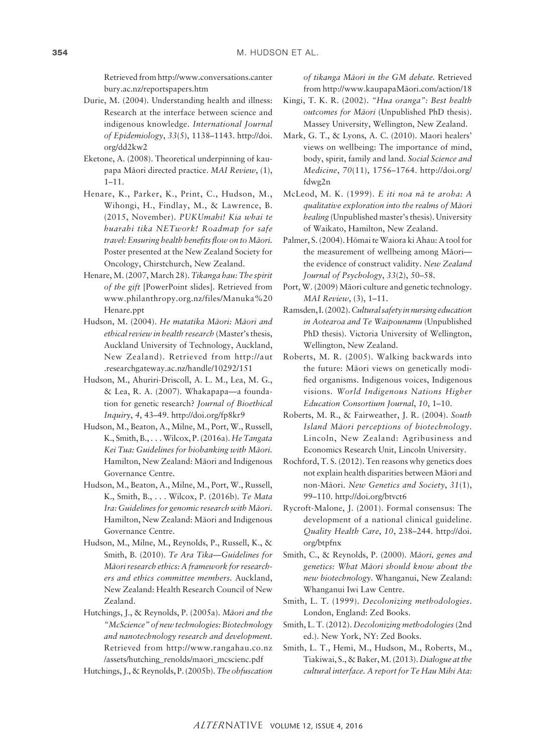Retrieved from http://www.conversations.canterbury.ac.nz/reportspapers.htm

Durie, M. (2004). Understanding health and illness: Research at the interface between science and indigenous knowledge. *International Journal of Epidemiology*, *33*(5), 1138–1143. http://doi.org/dd2kw2

Eketone, A. (2008). Theoretical underpinning of kaupapa Māori directed practice. *MAI Review*, (1), 1–11.

Henare, K., Parker, K., Print, C., Hudson, M., Wihongi, H., Findlay, M., & Lawrence, B. (2015, November). *PUKUmahi! Kia whai te huarahi tika NETwork! Roadmap for safe travel: Ensuring health benefits flow on to Māori.* Poster presented at the New Zealand Society for Oncology, Chirstchurch, New Zealand.

Henare, M. (2007, March 28). *Tikanga hau: The spirit of the gift* [PowerPoint slides]. Retrieved from www.philanthropy.org.nz/files/Manuka%20Henare.ppt

Hudson, M. (2004). *He matatika Māori: Māori and ethical review in health research* (Master's thesis, Auckland University of Technology, Auckland, New Zealand). Retrieved from http://aut.researchgateway.ac.nz/handle/10292/151

Hudson, M., Ahuriri-Driscoll, A. L. M., Lea, M. G., & Lea, R. A. (2007). Whakapapa—a foundation for genetic research? *Journal of Bioethical Inquiry*, *4*, 43–49. http://doi.org/fp8kr9

Hudson, M., Beaton, A., Milne, M., Port, W., Russell, K., Smith, B., . . . Wilcox, P. (2016a). *He Tangata Kei Tua: Guidelines for biobanking with Māori.* Hamilton, New Zealand: Māori and Indigenous Governance Centre.

Hudson, M., Beaton, A., Milne, M., Port, W., Russell, K., Smith, B., . . . Wilcox, P. (2016b). *Te Mata Ira: Guidelines for genomic research with Māori.* Hamilton, New Zealand: Māori and Indigenous Governance Centre.

Hudson, M., Milne, M., Reynolds, P., Russell, K., & Smith, B. (2010). *Te Ara Tika—Guidelines for Māori research ethics: A framework for researchers and ethics committee members.* Auckland, New Zealand: Health Research Council of New Zealand.

Hutchings, J., & Reynolds, P. (2005a). *Māori and the "McScience" of new technologies: Biotechnology and nanotechnology research and development.* Retrieved from http://www.rangahau.co.nz/assets/hutching_renolds/maori_mcscienc.pdf

Hutchings, J., & Reynolds, P. (2005b). *The obfuscation of tikanga Māori in the GM debate.* Retrieved from http://www.kaupapaMāori.com/action/18

Kingi, T. K. R. (2002). *"Hua oranga": Best health outcomes for Māori* (Unpublished PhD thesis). Massey University, Wellington, New Zealand.

Mark, G. T., & Lyons, A. C. (2010). Maori healers' views on wellbeing: The importance of mind, body, spirit, family and land. *Social Science and Medicine*, *70*(11), 1756–1764. http://doi.org/fdwg2n

McLeod, M. K. (1999). *E iti noa nā te aroha: A qualitative exploration into the realms of Māori healing* (Unpublished master's thesis). University of Waikato, Hamilton, New Zealand.

Palmer, S. (2004). Hōmai te Waiora ki Ahau: A tool for the measurement of wellbeing among Māori—the evidence of construct validity. *New Zealand Journal of Psychology*, *33*(2), 50–58.

Port, W. (2009) Māori culture and genetic technology. *MAI Review*, (3), 1–11.

Ramsden, I. (2002). *Cultural safety in nursing education in Aotearoa and Te Waipounamu* (Unpublished PhD thesis). Victoria University of Wellington, Wellington, New Zealand.

Roberts, M. R. (2005). Walking backwards into the future: Māori views on genetically modified organisms. Indigenous voices, Indigenous visions. *World Indigenous Nations Higher Education Consortium Journal*, *10*, 1–10.

Roberts, M. R., & Fairweather, J. R. (2004). *South Island Māori perceptions of biotechnology.* Lincoln, New Zealand: Agribusiness and Economics Research Unit, Lincoln University.

Rochford, T. S. (2012). Ten reasons why genetics does not explain health disparities between Māori and non-Māori. *New Genetics and Society*, *31*(1), 99–110. http://doi.org/btvct6

Rycroft-Malone, J. (2001). Formal consensus: The development of a national clinical guideline. *Quality Health Care*, *10*, 238–244. http://doi.org/btpfnx

Smith, C., & Reynolds, P. (2000). *Māori, genes and genetics: What Māori should know about the new biotechnology.* Whanganui, New Zealand: Whanganui Iwi Law Centre.

Smith, L. T. (1999). *Decolonizing methodologies.* London, England: Zed Books.

Smith, L. T. (2012). *Decolonizing methodologies* (2nd ed.). New York, NY: Zed Books.

Smith, L. T., Hemi, M., Hudson, M., Roberts, M., Tiakiwai, S., & Baker, M. (2013). *Dialogue at the cultural interface. A report for Te Hau Mihi Ata:*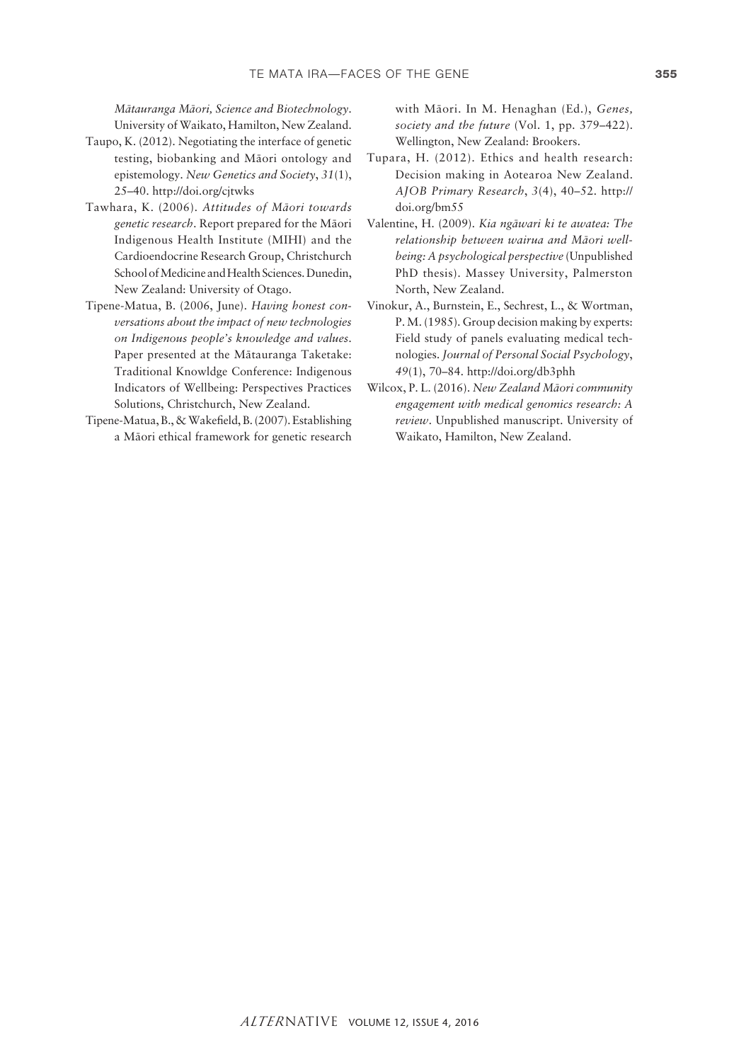*Mātauranga Māori, Science and Biotechnology*. University of Waikato, Hamilton, New Zealand.

Taupo, K. (2012). Negotiating the interface of genetic testing, biobanking and Māori ontology and epistemology. *New Genetics and Society*, *31*(1), 25–40. http://doi.org/cjtwks

Tawhara, K. (2006). *Attitudes of Māori towards genetic research*. Report prepared for the Māori Indigenous Health Institute (MIHI) and the Cardioendocrine Research Group, Christchurch School of Medicine and Health Sciences. Dunedin, New Zealand: University of Otago.

Tipene-Matua, B. (2006, June). *Having honest conversations about the impact of new technologies on Indigenous people's knowledge and values*. Paper presented at the Mātauranga Taketake: Traditional Knowldge Conference: Indigenous Indicators of Wellbeing: Perspectives Practices Solutions, Christchurch, New Zealand.

Tipene-Matua, B., & Wakefield, B. (2007). Establishing a Māori ethical framework for genetic research with Māori. In M. Henaghan (Ed.), *Genes, society and the future* (Vol. 1, pp. 379–422). Wellington, New Zealand: Brookers.

Tupara, H. (2012). Ethics and health research: Decision making in Aotearoa New Zealand. *AJOB Primary Research*, *3*(4), 40–52. http://doi.org/bm55

Valentine, H. (2009). *Kia ngāwari ki te awatea: The relationship between wairua and Māori wellbeing: A psychological perspective* (Unpublished PhD thesis). Massey University, Palmerston North, New Zealand.

Vinokur, A., Burnstein, E., Sechrest, L., & Wortman, P. M. (1985). Group decision making by experts: Field study of panels evaluating medical technologies. *Journal of Personal Social Psychology*, *49*(1), 70–84. http://doi.org/db3phh

Wilcox, P. L. (2016). *New Zealand Māori community engagement with medical genomics research: A review*. Unpublished manuscript. University of Waikato, Hamilton, New Zealand.